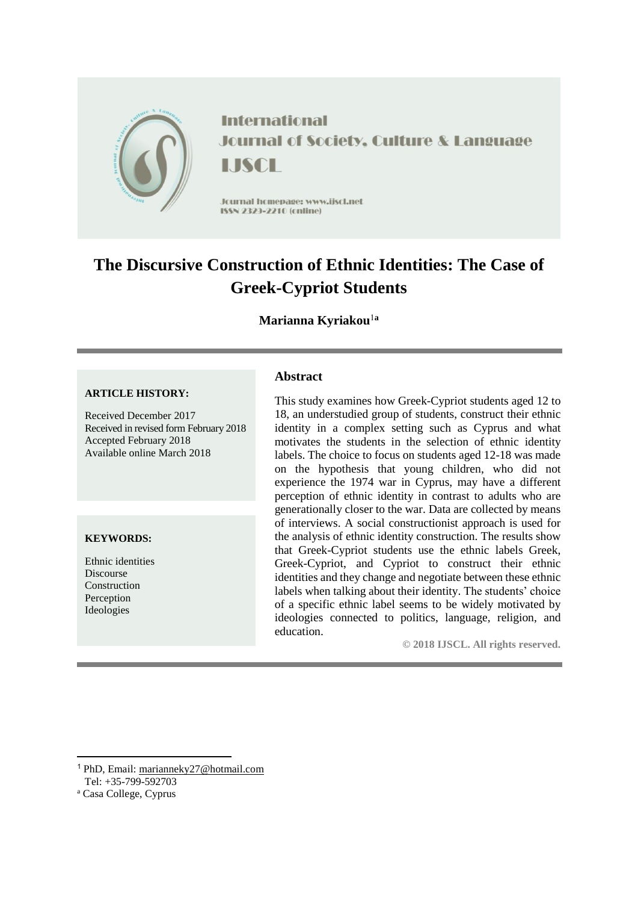International Journal of Society, Culture & Language

IJSCL

Journal homepage: www.ijscl.net

ISSN 2329-2210 (online)

# The Discursive Construction of Ethnic Identities: The Case of Greek-Cypriot Students

**Marianna Kyriakou**[1a]

**ARTICLE HISTORY:**

Received December 2017
Received in revised form February 2018
Accepted February 2018
Available online March 2018

**KEYWORDS:**

Ethnic identities
Discourse
Construction
Perception
Ideologies

## Abstract

This study examines how Greek-Cypriot students aged 12 to 18, an understudied group of students, construct their ethnic identity in a complex setting such as Cyprus and what motivates the students in the selection of ethnic identity labels. The choice to focus on students aged 12-18 was made on the hypothesis that young children, who did not experience the 1974 war in Cyprus, may have a different perception of ethnic identity in contrast to adults who are generationally closer to the war. Data are collected by means of interviews. A social constructionist approach is used for the analysis of ethnic identity construction. The results show that Greek-Cypriot students use the ethnic labels Greek, Greek-Cypriot, and Cypriot to construct their ethnic identities and they change and negotiate between these ethnic labels when talking about their identity. The students' choice of a specific ethnic label seems to be widely motivated by ideologies connected to politics, language, religion, and education.

**© 2018 IJSCL. All rights reserved.**

---

[1] PhD, Email: marianneky27@hotmail.com
Tel: +35-799-592703

[a] Casa College, Cyprus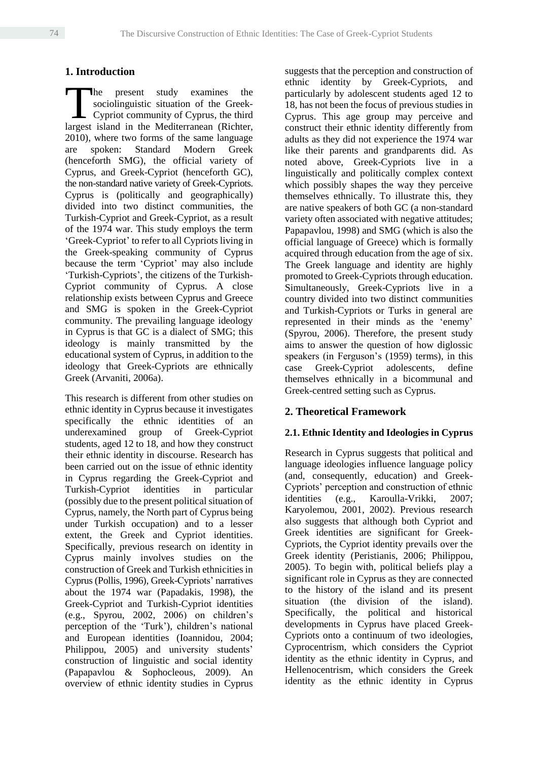## 1. Introduction

The present study examines the sociolinguistic situation of the Greek-Cypriot community of Cyprus, the third largest island in the Mediterranean (Richter, 2010), where two forms of the same language are spoken: Standard Modern Greek (henceforth SMG), the official variety of Cyprus, and Greek-Cypriot (henceforth GC), the non-standard native variety of Greek-Cypriots. Cyprus is (politically and geographically) divided into two distinct communities, the Turkish-Cypriot and Greek-Cypriot, as a result of the 1974 war. This study employs the term 'Greek-Cypriot' to refer to all Cypriots living in the Greek-speaking community of Cyprus because the term 'Cypriot' may also include 'Turkish-Cypriots', the citizens of the Turkish-Cypriot community of Cyprus. A close relationship exists between Cyprus and Greece and SMG is spoken in the Greek-Cypriot community. The prevailing language ideology in Cyprus is that GC is a dialect of SMG; this ideology is mainly transmitted by the educational system of Cyprus, in addition to the ideology that Greek-Cypriots are ethnically Greek (Arvaniti, 2006a).

This research is different from other studies on ethnic identity in Cyprus because it investigates specifically the ethnic identities of an underexamined group of Greek-Cypriot students, aged 12 to 18, and how they construct their ethnic identity in discourse. Research has been carried out on the issue of ethnic identity in Cyprus regarding the Greek-Cypriot and Turkish-Cypriot identities in particular (possibly due to the present political situation of Cyprus, namely, the North part of Cyprus being under Turkish occupation) and to a lesser extent, the Greek and Cypriot identities. Specifically, previous research on identity in Cyprus mainly involves studies on the construction of Greek and Turkish ethnicities in Cyprus (Pollis, 1996), Greek-Cypriots' narratives about the 1974 war (Papadakis, 1998), the Greek-Cypriot and Turkish-Cypriot identities (e.g., Spyrou, 2002, 2006) on children's perception of the 'Turk'), children's national and European identities (Ioannidou, 2004; Philippou, 2005) and university students' construction of linguistic and social identity (Papapavlou & Sophocleous, 2009). An overview of ethnic identity studies in Cyprus suggests that the perception and construction of ethnic identity by Greek-Cypriots, and particularly by adolescent students aged 12 to 18, has not been the focus of previous studies in Cyprus. This age group may perceive and construct their ethnic identity differently from adults as they did not experience the 1974 war like their parents and grandparents did. As noted above, Greek-Cypriots live in a linguistically and politically complex context which possibly shapes the way they perceive themselves ethnically. To illustrate this, they are native speakers of both GC (a non-standard variety often associated with negative attitudes; Papapavlou, 1998) and SMG (which is also the official language of Greece) which is formally acquired through education from the age of six. The Greek language and identity are highly promoted to Greek-Cypriots through education. Simultaneously, Greek-Cypriots live in a country divided into two distinct communities and Turkish-Cypriots or Turks in general are represented in their minds as the 'enemy' (Spyrou, 2006). Therefore, the present study aims to answer the question of how diglossic speakers (in Ferguson's (1959) terms), in this case Greek-Cypriot adolescents, define themselves ethnically in a bicommunal and Greek-centred setting such as Cyprus.

## 2. Theoretical Framework

### 2.1. Ethnic Identity and Ideologies in Cyprus

Research in Cyprus suggests that political and language ideologies influence language policy (and, consequently, education) and Greek-Cypriots' perception and construction of ethnic identities (e.g., Karoulla-Vrikki, 2007; Karyolemou, 2001, 2002). Previous research also suggests that although both Cypriot and Greek identities are significant for Greek-Cypriots, the Cypriot identity prevails over the Greek identity (Peristianis, 2006; Philippou, 2005). To begin with, political beliefs play a significant role in Cyprus as they are connected to the history of the island and its present situation (the division of the island). Specifically, the political and historical developments in Cyprus have placed Greek-Cypriots onto a continuum of two ideologies, Cyprocentrism, which considers the Cypriot identity as the ethnic identity in Cyprus, and Hellenocentrism, which considers the Greek identity as the ethnic identity in Cyprus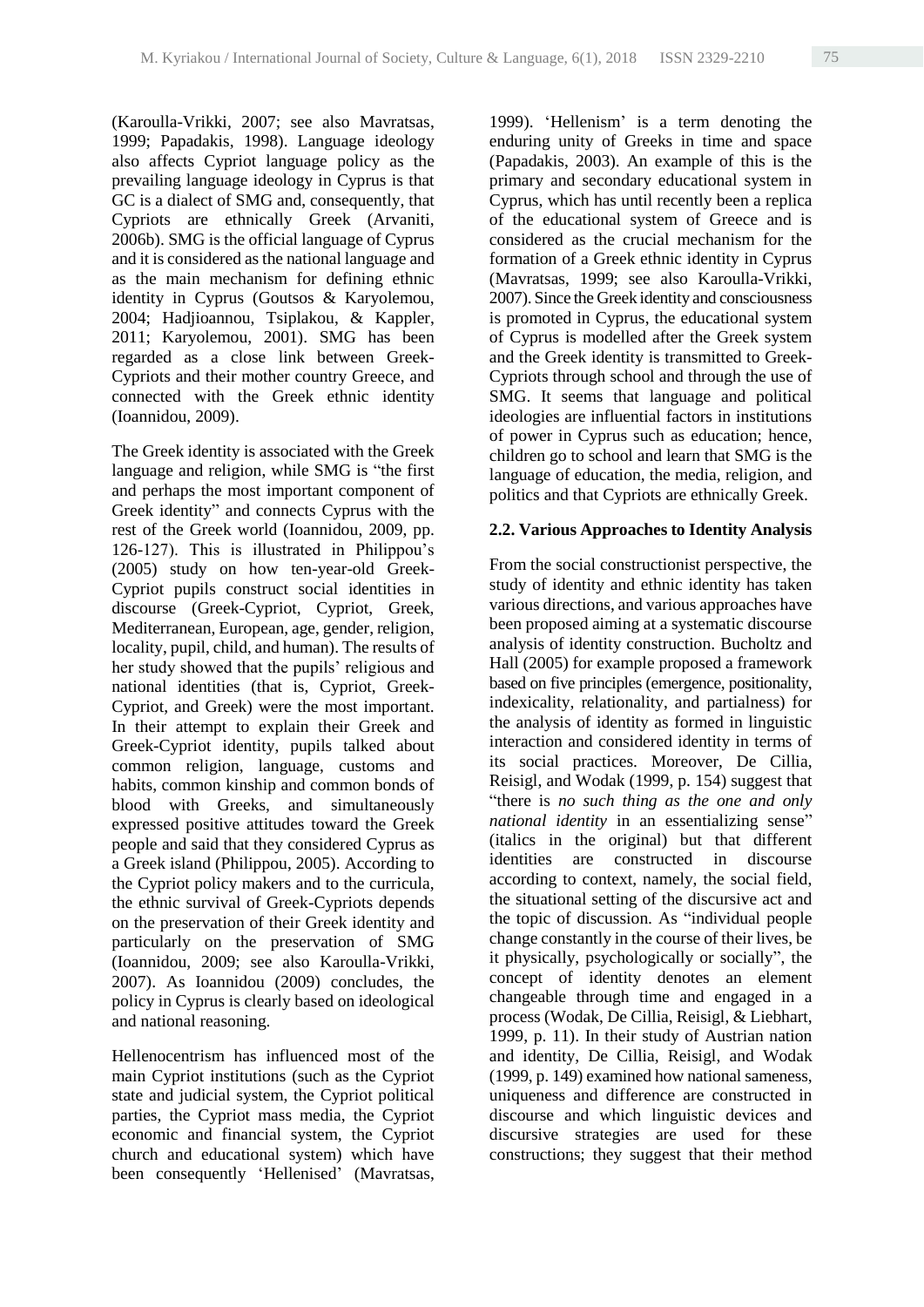(Karoulla-Vrikki, 2007; see also Mavratsas, 1999; Papadakis, 1998). Language ideology also affects Cypriot language policy as the prevailing language ideology in Cyprus is that GC is a dialect of SMG and, consequently, that Cypriots are ethnically Greek (Arvaniti, 2006b). SMG is the official language of Cyprus and it is considered as the national language and as the main mechanism for defining ethnic identity in Cyprus (Goutsos & Karyolemou, 2004; Hadjioannou, Tsiplakou, & Kappler, 2011; Karyolemou, 2001). SMG has been regarded as a close link between Greek-Cypriots and their mother country Greece, and connected with the Greek ethnic identity (Ioannidou, 2009).

The Greek identity is associated with the Greek language and religion, while SMG is "the first and perhaps the most important component of Greek identity" and connects Cyprus with the rest of the Greek world (Ioannidou, 2009, pp. 126-127). This is illustrated in Philippou's (2005) study on how ten-year-old Greek-Cypriot pupils construct social identities in discourse (Greek-Cypriot, Cypriot, Greek, Mediterranean, European, age, gender, religion, locality, pupil, child, and human). The results of her study showed that the pupils' religious and national identities (that is, Cypriot, Greek-Cypriot, and Greek) were the most important. In their attempt to explain their Greek and Greek-Cypriot identity, pupils talked about common religion, language, customs and habits, common kinship and common bonds of blood with Greeks, and simultaneously expressed positive attitudes toward the Greek people and said that they considered Cyprus as a Greek island (Philippou, 2005). According to the Cypriot policy makers and to the curricula, the ethnic survival of Greek-Cypriots depends on the preservation of their Greek identity and particularly on the preservation of SMG (Ioannidou, 2009; see also Karoulla-Vrikki, 2007). As Ioannidou (2009) concludes, the policy in Cyprus is clearly based on ideological and national reasoning.

Hellenocentrism has influenced most of the main Cypriot institutions (such as the Cypriot state and judicial system, the Cypriot political parties, the Cypriot mass media, the Cypriot economic and financial system, the Cypriot church and educational system) which have been consequently 'Hellenised' (Mavratsas, 1999). 'Hellenism' is a term denoting the enduring unity of Greeks in time and space (Papadakis, 2003). An example of this is the primary and secondary educational system in Cyprus, which has until recently been a replica of the educational system of Greece and is considered as the crucial mechanism for the formation of a Greek ethnic identity in Cyprus (Mavratsas, 1999; see also Karoulla-Vrikki, 2007). Since the Greek identity and consciousness is promoted in Cyprus, the educational system of Cyprus is modelled after the Greek system and the Greek identity is transmitted to Greek-Cypriots through school and through the use of SMG. It seems that language and political ideologies are influential factors in institutions of power in Cyprus such as education; hence, children go to school and learn that SMG is the language of education, the media, religion, and politics and that Cypriots are ethnically Greek.

### 2.2. Various Approaches to Identity Analysis

From the social constructionist perspective, the study of identity and ethnic identity has taken various directions, and various approaches have been proposed aiming at a systematic discourse analysis of identity construction. Bucholtz and Hall (2005) for example proposed a framework based on five principles (emergence, positionality, indexicality, relationality, and partialness) for the analysis of identity as formed in linguistic interaction and considered identity in terms of its social practices. Moreover, De Cillia, Reisigl, and Wodak (1999, p. 154) suggest that "there is *no such thing as the one and only national identity* in an essentializing sense" (italics in the original) but that different identities are constructed in discourse according to context, namely, the social field, the situational setting of the discursive act and the topic of discussion. As "individual people change constantly in the course of their lives, be it physically, psychologically or socially", the concept of identity denotes an element changeable through time and engaged in a process (Wodak, De Cillia, Reisigl, & Liebhart, 1999, p. 11). In their study of Austrian nation and identity, De Cillia, Reisigl, and Wodak (1999, p. 149) examined how national sameness, uniqueness and difference are constructed in discourse and which linguistic devices and discursive strategies are used for these constructions; they suggest that their method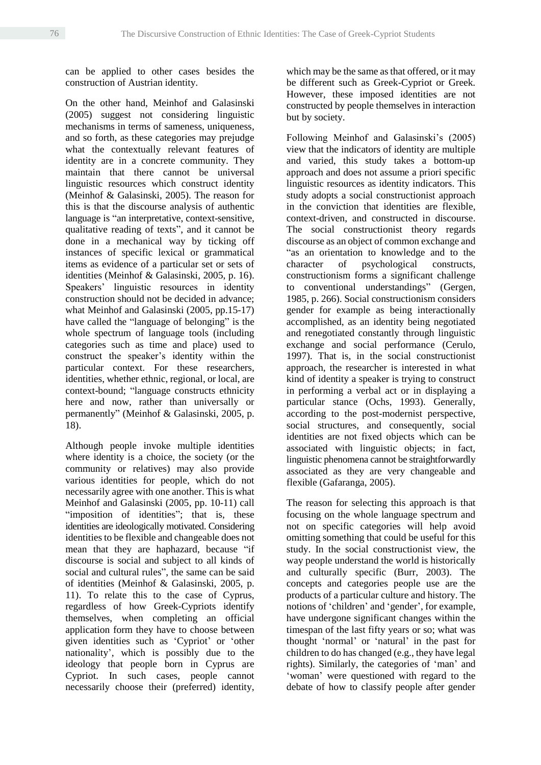can be applied to other cases besides the construction of Austrian identity.

On the other hand, Meinhof and Galasinski (2005) suggest not considering linguistic mechanisms in terms of sameness, uniqueness, and so forth, as these categories may prejudge what the contextually relevant features of identity are in a concrete community. They maintain that there cannot be universal linguistic resources which construct identity (Meinhof & Galasinski, 2005). The reason for this is that the discourse analysis of authentic language is "an interpretative, context-sensitive, qualitative reading of texts", and it cannot be done in a mechanical way by ticking off instances of specific lexical or grammatical items as evidence of a particular set or sets of identities (Meinhof & Galasinski, 2005, p. 16). Speakers' linguistic resources in identity construction should not be decided in advance; what Meinhof and Galasinski (2005, pp.15-17) have called the "language of belonging" is the whole spectrum of language tools (including categories such as time and place) used to construct the speaker's identity within the particular context. For these researchers, identities, whether ethnic, regional, or local, are context-bound; "language constructs ethnicity here and now, rather than universally or permanently" (Meinhof & Galasinski, 2005, p. 18).

Although people invoke multiple identities where identity is a choice, the society (or the community or relatives) may also provide various identities for people, which do not necessarily agree with one another. This is what Meinhof and Galasinski (2005, pp. 10-11) call "imposition of identities"; that is, these identities are ideologically motivated. Considering identities to be flexible and changeable does not mean that they are haphazard, because "if discourse is social and subject to all kinds of social and cultural rules", the same can be said of identities (Meinhof & Galasinski, 2005, p. 11). To relate this to the case of Cyprus, regardless of how Greek-Cypriots identify themselves, when completing an official application form they have to choose between given identities such as 'Cypriot' or 'other nationality', which is possibly due to the ideology that people born in Cyprus are Cypriot. In such cases, people cannot necessarily choose their (preferred) identity, which may be the same as that offered, or it may be different such as Greek-Cypriot or Greek. However, these imposed identities are not constructed by people themselves in interaction but by society.

Following Meinhof and Galasinski's (2005) view that the indicators of identity are multiple and varied, this study takes a bottom-up approach and does not assume a priori specific linguistic resources as identity indicators. This study adopts a social constructionist approach in the conviction that identities are flexible, context-driven, and constructed in discourse. The social constructionist theory regards discourse as an object of common exchange and "as an orientation to knowledge and to the character of psychological constructs, constructionism forms a significant challenge to conventional understandings" (Gergen, 1985, p. 266). Social constructionism considers gender for example as being interactionally accomplished, as an identity being negotiated and renegotiated constantly through linguistic exchange and social performance (Cerulo, 1997). That is, in the social constructionist approach, the researcher is interested in what kind of identity a speaker is trying to construct in performing a verbal act or in displaying a particular stance (Ochs, 1993). Generally, according to the post-modernist perspective, social structures, and consequently, social identities are not fixed objects which can be associated with linguistic objects; in fact, linguistic phenomena cannot be straightforwardly associated as they are very changeable and flexible (Gafaranga, 2005).

The reason for selecting this approach is that focusing on the whole language spectrum and not on specific categories will help avoid omitting something that could be useful for this study. In the social constructionist view, the way people understand the world is historically and culturally specific (Burr, 2003). The concepts and categories people use are the products of a particular culture and history. The notions of 'children' and 'gender', for example, have undergone significant changes within the timespan of the last fifty years or so; what was thought 'normal' or 'natural' in the past for children to do has changed (e.g., they have legal rights). Similarly, the categories of 'man' and 'woman' were questioned with regard to the debate of how to classify people after gender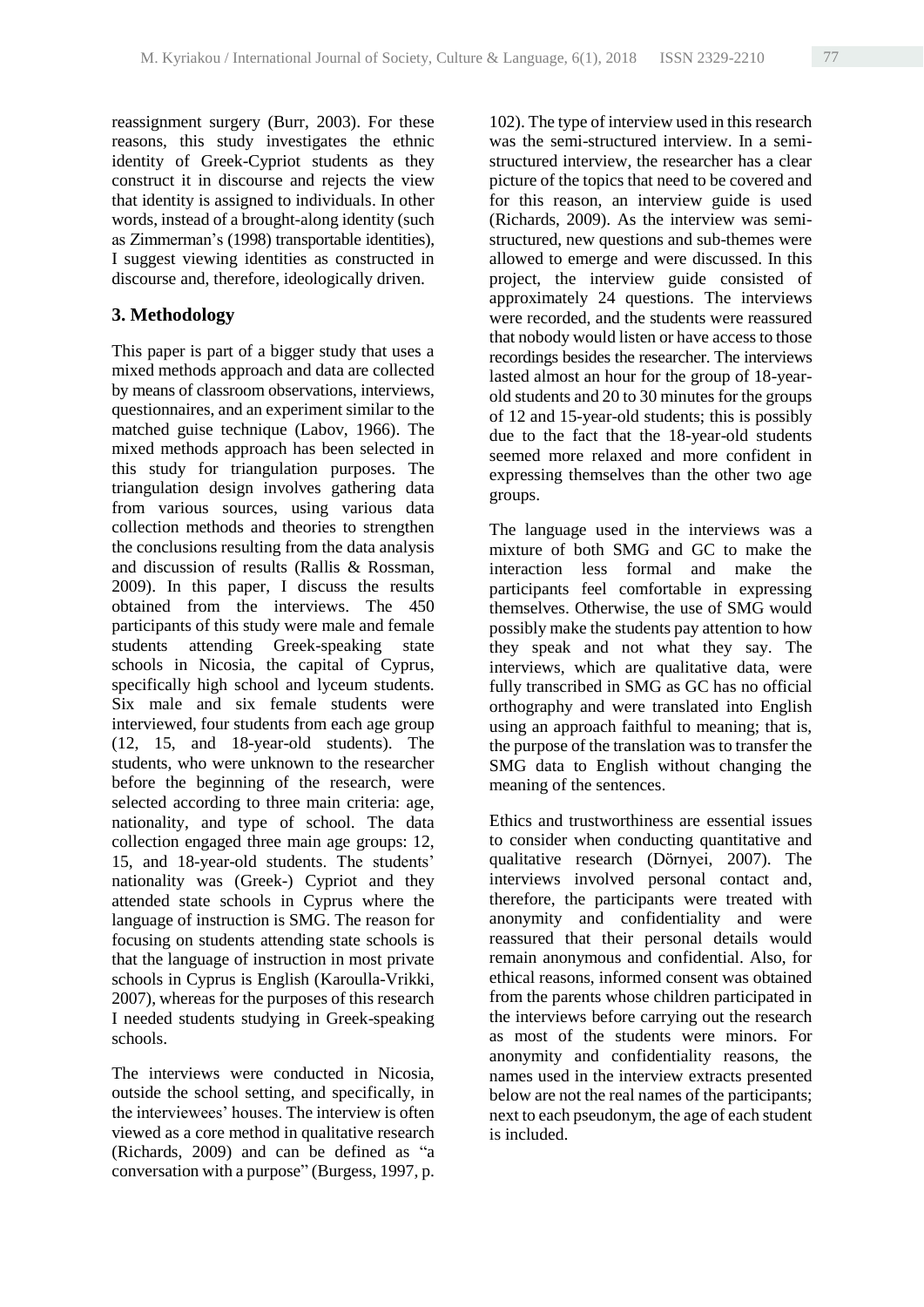reassignment surgery (Burr, 2003). For these reasons, this study investigates the ethnic identity of Greek-Cypriot students as they construct it in discourse and rejects the view that identity is assigned to individuals. In other words, instead of a brought-along identity (such as Zimmerman's (1998) transportable identities), I suggest viewing identities as constructed in discourse and, therefore, ideologically driven.

## 3. Methodology

This paper is part of a bigger study that uses a mixed methods approach and data are collected by means of classroom observations, interviews, questionnaires, and an experiment similar to the matched guise technique (Labov, 1966). The mixed methods approach has been selected in this study for triangulation purposes. The triangulation design involves gathering data from various sources, using various data collection methods and theories to strengthen the conclusions resulting from the data analysis and discussion of results (Rallis & Rossman, 2009). In this paper, I discuss the results obtained from the interviews. The 450 participants of this study were male and female students attending Greek-speaking state schools in Nicosia, the capital of Cyprus, specifically high school and lyceum students. Six male and six female students were interviewed, four students from each age group (12, 15, and 18-year-old students). The students, who were unknown to the researcher before the beginning of the research, were selected according to three main criteria: age, nationality, and type of school. The data collection engaged three main age groups: 12, 15, and 18-year-old students. The students' nationality was (Greek-) Cypriot and they attended state schools in Cyprus where the language of instruction is SMG. The reason for focusing on students attending state schools is that the language of instruction in most private schools in Cyprus is English (Karoulla-Vrikki, 2007), whereas for the purposes of this research I needed students studying in Greek-speaking schools.

The interviews were conducted in Nicosia, outside the school setting, and specifically, in the interviewees' houses. The interview is often viewed as a core method in qualitative research (Richards, 2009) and can be defined as "a conversation with a purpose" (Burgess, 1997, p. 102). The type of interview used in this research was the semi-structured interview. In a semi-structured interview, the researcher has a clear picture of the topics that need to be covered and for this reason, an interview guide is used (Richards, 2009). As the interview was semi-structured, new questions and sub-themes were allowed to emerge and were discussed. In this project, the interview guide consisted of approximately 24 questions. The interviews were recorded, and the students were reassured that nobody would listen or have access to those recordings besides the researcher. The interviews lasted almost an hour for the group of 18-year-old students and 20 to 30 minutes for the groups of 12 and 15-year-old students; this is possibly due to the fact that the 18-year-old students seemed more relaxed and more confident in expressing themselves than the other two age groups.

The language used in the interviews was a mixture of both SMG and GC to make the interaction less formal and make the participants feel comfortable in expressing themselves. Otherwise, the use of SMG would possibly make the students pay attention to how they speak and not what they say. The interviews, which are qualitative data, were fully transcribed in SMG as GC has no official orthography and were translated into English using an approach faithful to meaning; that is, the purpose of the translation was to transfer the SMG data to English without changing the meaning of the sentences.

Ethics and trustworthiness are essential issues to consider when conducting quantitative and qualitative research (Dörnyei, 2007). The interviews involved personal contact and, therefore, the participants were treated with anonymity and confidentiality and were reassured that their personal details would remain anonymous and confidential. Also, for ethical reasons, informed consent was obtained from the parents whose children participated in the interviews before carrying out the research as most of the students were minors. For anonymity and confidentiality reasons, the names used in the interview extracts presented below are not the real names of the participants; next to each pseudonym, the age of each student is included.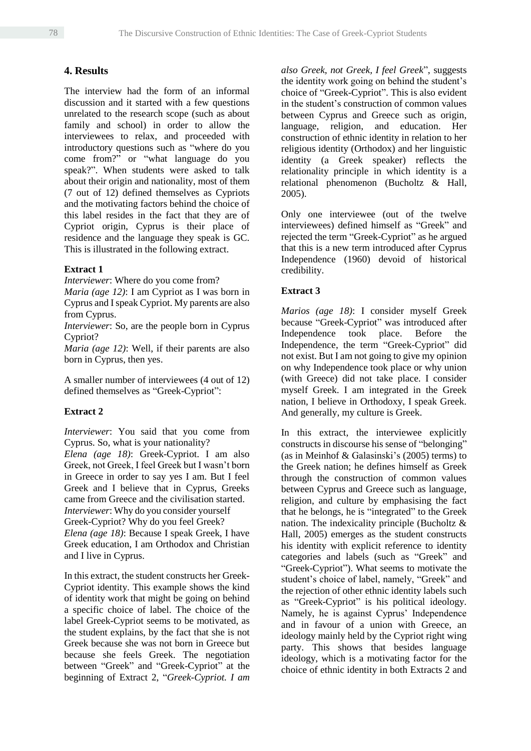## 4. Results

The interview had the form of an informal discussion and it started with a few questions unrelated to the research scope (such as about family and school) in order to allow the interviewees to relax, and proceeded with introductory questions such as "where do you come from?" or "what language do you speak?". When students were asked to talk about their origin and nationality, most of them (7 out of 12) defined themselves as Cypriots and the motivating factors behind the choice of this label resides in the fact that they are of Cypriot origin, Cyprus is their place of residence and the language they speak is GC. This is illustrated in the following extract.

**Extract 1**

*Interviewer*: Where do you come from?
*Maria (age 12)*: I am Cypriot as I was born in Cyprus and I speak Cypriot. My parents are also from Cyprus.
*Interviewer*: So, are the people born in Cyprus Cypriot?
*Maria (age 12)*: Well, if their parents are also born in Cyprus, then yes.

A smaller number of interviewees (4 out of 12) defined themselves as "Greek-Cypriot":

**Extract 2**

*Interviewer*: You said that you come from Cyprus. So, what is your nationality?
*Elena (age 18)*: Greek-Cypriot. I am also Greek, not Greek, I feel Greek but I wasn't born in Greece in order to say yes I am. But I feel Greek and I believe that in Cyprus, Greeks came from Greece and the civilisation started.
*Interviewer*: Why do you consider yourself Greek-Cypriot? Why do you feel Greek?
*Elena (age 18)*: Because I speak Greek, I have Greek education, I am Orthodox and Christian and I live in Cyprus.

In this extract, the student constructs her Greek-Cypriot identity. This example shows the kind of identity work that might be going on behind a specific choice of label. The choice of the label Greek-Cypriot seems to be motivated, as the student explains, by the fact that she is not Greek because she was not born in Greece but because she feels Greek. The negotiation between "Greek" and "Greek-Cypriot" at the beginning of Extract 2, "*Greek-Cypriot. I am also Greek, not Greek, I feel Greek*", suggests the identity work going on behind the student's choice of "Greek-Cypriot". This is also evident in the student's construction of common values between Cyprus and Greece such as origin, language, religion, and education. Her construction of ethnic identity in relation to her religious identity (Orthodox) and her linguistic identity (a Greek speaker) reflects the relationality principle in which identity is a relational phenomenon (Bucholtz & Hall, 2005).

Only one interviewee (out of the twelve interviewees) defined himself as "Greek" and rejected the term "Greek-Cypriot" as he argued that this is a new term introduced after Cyprus Independence (1960) devoid of historical credibility.

**Extract 3**

*Marios (age 18)*: I consider myself Greek because "Greek-Cypriot" was introduced after Independence took place. Before the Independence, the term "Greek-Cypriot" did not exist. But I am not going to give my opinion on why Independence took place or why union (with Greece) did not take place. I consider myself Greek. I am integrated in the Greek nation, I believe in Orthodoxy, I speak Greek. And generally, my culture is Greek.

In this extract, the interviewee explicitly constructs in discourse his sense of "belonging" (as in Meinhof & Galasinski's (2005) terms) to the Greek nation; he defines himself as Greek through the construction of common values between Cyprus and Greece such as language, religion, and culture by emphasising the fact that he belongs, he is "integrated" to the Greek nation. The indexicality principle (Bucholtz & Hall, 2005) emerges as the student constructs his identity with explicit reference to identity categories and labels (such as "Greek" and "Greek-Cypriot"). What seems to motivate the student's choice of label, namely, "Greek" and the rejection of other ethnic identity labels such as "Greek-Cypriot" is his political ideology. Namely, he is against Cyprus' Independence and in favour of a union with Greece, an ideology mainly held by the Cypriot right wing party. This shows that besides language ideology, which is a motivating factor for the choice of ethnic identity in both Extracts 2 and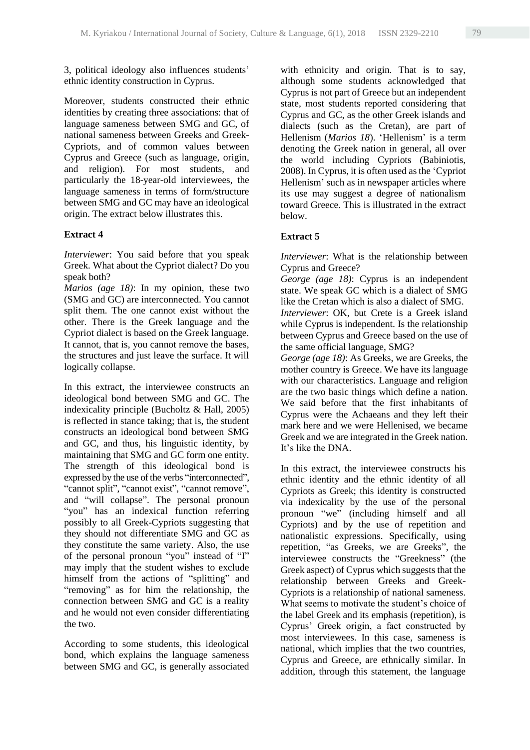3, political ideology also influences students' ethnic identity construction in Cyprus.

Moreover, students constructed their ethnic identities by creating three associations: that of language sameness between SMG and GC, of national sameness between Greeks and Greek-Cypriots, and of common values between Cyprus and Greece (such as language, origin, and religion). For most students, and particularly the 18-year-old interviewees, the language sameness in terms of form/structure between SMG and GC may have an ideological origin. The extract below illustrates this.

**Extract 4**

*Interviewer*: You said before that you speak Greek. What about the Cypriot dialect? Do you speak both?
*Marios (age 18)*: In my opinion, these two (SMG and GC) are interconnected. You cannot split them. The one cannot exist without the other. There is the Greek language and the Cypriot dialect is based on the Greek language. It cannot, that is, you cannot remove the bases, the structures and just leave the surface. It will logically collapse.

In this extract, the interviewee constructs an ideological bond between SMG and GC. The indexicality principle (Bucholtz & Hall, 2005) is reflected in stance taking; that is, the student constructs an ideological bond between SMG and GC, and thus, his linguistic identity, by maintaining that SMG and GC form one entity. The strength of this ideological bond is expressed by the use of the verbs "interconnected", "cannot split", "cannot exist", "cannot remove", and "will collapse". The personal pronoun "you" has an indexical function referring possibly to all Greek-Cypriots suggesting that they should not differentiate SMG and GC as they constitute the same variety. Also, the use of the personal pronoun "you" instead of "I" may imply that the student wishes to exclude himself from the actions of "splitting" and "removing" as for him the relationship, the connection between SMG and GC is a reality and he would not even consider differentiating the two.

According to some students, this ideological bond, which explains the language sameness between SMG and GC, is generally associated with ethnicity and origin. That is to say, although some students acknowledged that Cyprus is not part of Greece but an independent state, most students reported considering that Cyprus and GC, as the other Greek islands and dialects (such as the Cretan), are part of Hellenism (*Marios 18*). 'Hellenism' is a term denoting the Greek nation in general, all over the world including Cypriots (Babiniotis, 2008). In Cyprus, it is often used as the 'Cypriot Hellenism' such as in newspaper articles where its use may suggest a degree of nationalism toward Greece. This is illustrated in the extract below.

**Extract 5**

*Interviewer*: What is the relationship between Cyprus and Greece?
*George (age 18)*: Cyprus is an independent state. We speak GC which is a dialect of SMG like the Cretan which is also a dialect of SMG.
*Interviewer*: OK, but Crete is a Greek island while Cyprus is independent. Is the relationship between Cyprus and Greece based on the use of the same official language, SMG?
*George (age 18)*: As Greeks, we are Greeks, the mother country is Greece. We have its language with our characteristics. Language and religion are the two basic things which define a nation. We said before that the first inhabitants of Cyprus were the Achaeans and they left their mark here and we were Hellenised, we became Greek and we are integrated in the Greek nation. It's like the DNA.

In this extract, the interviewee constructs his ethnic identity and the ethnic identity of all Cypriots as Greek; this identity is constructed via indexicality by the use of the personal pronoun "we" (including himself and all Cypriots) and by the use of repetition and nationalistic expressions. Specifically, using repetition, "as Greeks, we are Greeks", the interviewee constructs the "Greekness" (the Greek aspect) of Cyprus which suggests that the relationship between Greeks and Greek-Cypriots is a relationship of national sameness. What seems to motivate the student's choice of the label Greek and its emphasis (repetition), is Cyprus' Greek origin, a fact constructed by most interviewees. In this case, sameness is national, which implies that the two countries, Cyprus and Greece, are ethnically similar. In addition, through this statement, the language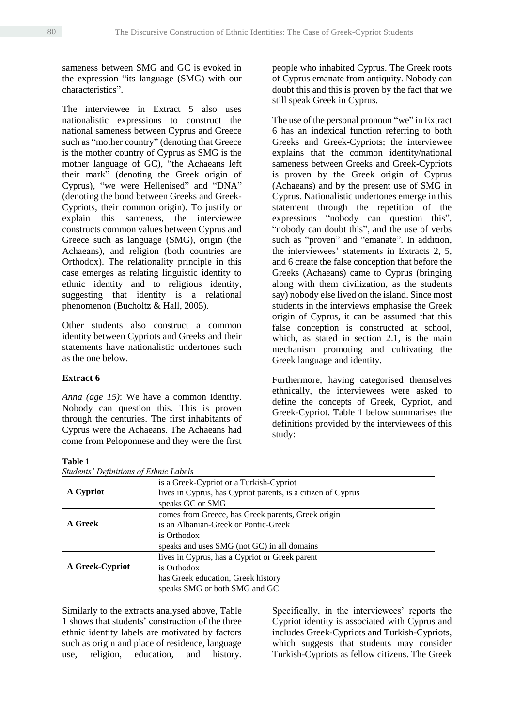sameness between SMG and GC is evoked in the expression "its language (SMG) with our characteristics".

The interviewee in Extract 5 also uses nationalistic expressions to construct the national sameness between Cyprus and Greece such as "mother country" (denoting that Greece is the mother country of Cyprus as SMG is the mother language of GC), "the Achaeans left their mark" (denoting the Greek origin of Cyprus), "we were Hellenised" and "DNA" (denoting the bond between Greeks and Greek-Cypriots, their common origin). To justify or explain this sameness, the interviewee constructs common values between Cyprus and Greece such as language (SMG), origin (the Achaeans), and religion (both countries are Orthodox). The relationality principle in this case emerges as relating linguistic identity to ethnic identity and to religious identity, suggesting that identity is a relational phenomenon (Bucholtz & Hall, 2005).

Other students also construct a common identity between Cypriots and Greeks and their statements have nationalistic undertones such as the one below.

**Extract 6**

*Anna (age 15)*: We have a common identity. Nobody can question this. This is proven through the centuries. The first inhabitants of Cyprus were the Achaeans. The Achaeans had come from Peloponnese and they were the first people who inhabited Cyprus. The Greek roots of Cyprus emanate from antiquity. Nobody can doubt this and this is proven by the fact that we still speak Greek in Cyprus.

The use of the personal pronoun "we" in Extract 6 has an indexical function referring to both Greeks and Greek-Cypriots; the interviewee explains that the common identity/national sameness between Greeks and Greek-Cypriots is proven by the Greek origin of Cyprus (Achaeans) and by the present use of SMG in Cyprus. Nationalistic undertones emerge in this statement through the repetition of the expressions "nobody can question this", "nobody can doubt this", and the use of verbs such as "proven" and "emanate". In addition, the interviewees' statements in Extracts 2, 5, and 6 create the false conception that before the Greeks (Achaeans) came to Cyprus (bringing along with them civilization, as the students say) nobody else lived on the island. Since most students in the interviews emphasise the Greek origin of Cyprus, it can be assumed that this false conception is constructed at school, which, as stated in section 2.1, is the main mechanism promoting and cultivating the Greek language and identity.

Furthermore, having categorised themselves ethnically, the interviewees were asked to define the concepts of Greek, Cypriot, and Greek-Cypriot. Table 1 below summarises the definitions provided by the interviewees of this study:

**Table 1**

*Students' Definitions of Ethnic Labels*

| | |
|---|---|
| **A Cypriot** | is a Greek-Cypriot or a Turkish-Cypriot<br>lives in Cyprus, has Cypriot parents, is a citizen of Cyprus<br>speaks GC or SMG |
| **A Greek** | comes from Greece, has Greek parents, Greek origin<br>is an Albanian-Greek or Pontic-Greek<br>is Orthodox<br>speaks and uses SMG (not GC) in all domains |
| **A Greek-Cypriot** | lives in Cyprus, has a Cypriot or Greek parent<br>is Orthodox<br>has Greek education, Greek history<br>speaks SMG or both SMG and GC |

Similarly to the extracts analysed above, Table 1 shows that students' construction of the three ethnic identity labels are motivated by factors such as origin and place of residence, language use, religion, education, and history. Specifically, in the interviewees' reports the Cypriot identity is associated with Cyprus and includes Greek-Cypriots and Turkish-Cypriots, which suggests that students may consider Turkish-Cypriots as fellow citizens. The Greek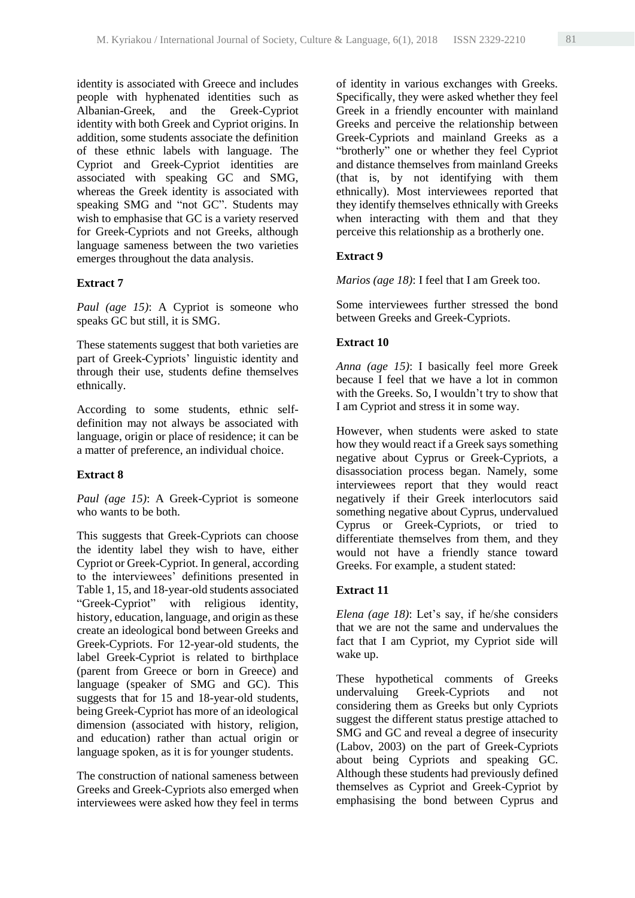identity is associated with Greece and includes people with hyphenated identities such as Albanian-Greek, and the Greek-Cypriot identity with both Greek and Cypriot origins. In addition, some students associate the definition of these ethnic labels with language. The Cypriot and Greek-Cypriot identities are associated with speaking GC and SMG, whereas the Greek identity is associated with speaking SMG and "not GC". Students may wish to emphasise that GC is a variety reserved for Greek-Cypriots and not Greeks, although language sameness between the two varieties emerges throughout the data analysis.

**Extract 7**

*Paul (age 15)*: A Cypriot is someone who speaks GC but still, it is SMG.

These statements suggest that both varieties are part of Greek-Cypriots' linguistic identity and through their use, students define themselves ethnically.

According to some students, ethnic self-definition may not always be associated with language, origin or place of residence; it can be a matter of preference, an individual choice.

**Extract 8**

*Paul (age 15)*: A Greek-Cypriot is someone who wants to be both.

This suggests that Greek-Cypriots can choose the identity label they wish to have, either Cypriot or Greek-Cypriot. In general, according to the interviewees' definitions presented in Table 1, 15, and 18-year-old students associated "Greek-Cypriot" with religious identity, history, education, language, and origin as these create an ideological bond between Greeks and Greek-Cypriots. For 12-year-old students, the label Greek-Cypriot is related to birthplace (parent from Greece or born in Greece) and language (speaker of SMG and GC). This suggests that for 15 and 18-year-old students, being Greek-Cypriot has more of an ideological dimension (associated with history, religion, and education) rather than actual origin or language spoken, as it is for younger students.

The construction of national sameness between Greeks and Greek-Cypriots also emerged when interviewees were asked how they feel in terms of identity in various exchanges with Greeks. Specifically, they were asked whether they feel Greek in a friendly encounter with mainland Greeks and perceive the relationship between Greek-Cypriots and mainland Greeks as a "brotherly" one or whether they feel Cypriot and distance themselves from mainland Greeks (that is, by not identifying with them ethnically). Most interviewees reported that they identify themselves ethnically with Greeks when interacting with them and that they perceive this relationship as a brotherly one.

**Extract 9**

*Marios (age 18)*: I feel that I am Greek too.

Some interviewees further stressed the bond between Greeks and Greek-Cypriots.

**Extract 10**

*Anna (age 15)*: I basically feel more Greek because I feel that we have a lot in common with the Greeks. So, I wouldn't try to show that I am Cypriot and stress it in some way.

However, when students were asked to state how they would react if a Greek says something negative about Cyprus or Greek-Cypriots, a disassociation process began. Namely, some interviewees report that they would react negatively if their Greek interlocutors said something negative about Cyprus, undervalued Cyprus or Greek-Cypriots, or tried to differentiate themselves from them, and they would not have a friendly stance toward Greeks. For example, a student stated:

**Extract 11**

*Elena (age 18)*: Let's say, if he/she considers that we are not the same and undervalues the fact that I am Cypriot, my Cypriot side will wake up.

These hypothetical comments of Greeks undervaluing Greek-Cypriots and not considering them as Greeks but only Cypriots suggest the different status prestige attached to SMG and GC and reveal a degree of insecurity (Labov, 2003) on the part of Greek-Cypriots about being Cypriots and speaking GC. Although these students had previously defined themselves as Cypriot and Greek-Cypriot by emphasising the bond between Cyprus and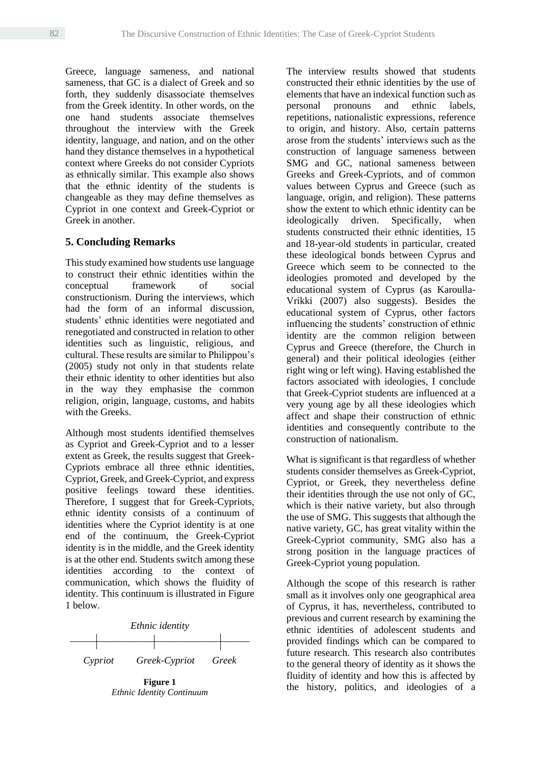Greece, language sameness, and national sameness, that GC is a dialect of Greek and so forth, they suddenly disassociate themselves from the Greek identity. In other words, on the one hand students associate themselves throughout the interview with the Greek identity, language, and nation, and on the other hand they distance themselves in a hypothetical context where Greeks do not consider Cypriots as ethnically similar. This example also shows that the ethnic identity of the students is changeable as they may define themselves as Cypriot in one context and Greek-Cypriot or Greek in another.

## 5. Concluding Remarks

This study examined how students use language to construct their ethnic identities within the conceptual framework of social constructionism. During the interviews, which had the form of an informal discussion, students' ethnic identities were negotiated and renegotiated and constructed in relation to other identities such as linguistic, religious, and cultural. These results are similar to Philippou's (2005) study not only in that students relate their ethnic identity to other identities but also in the way they emphasise the common religion, origin, language, customs, and habits with the Greeks.

Although most students identified themselves as Cypriot and Greek-Cypriot and to a lesser extent as Greek, the results suggest that Greek-Cypriots embrace all three ethnic identities, Cypriot, Greek, and Greek-Cypriot, and express positive feelings toward these identities. Therefore, I suggest that for Greek-Cypriots, ethnic identity consists of a continuum of identities where the Cypriot identity is at one end of the continuum, the Greek-Cypriot identity is in the middle, and the Greek identity is at the other end. Students switch among these identities according to the context of communication, which shows the fluidity of identity. This continuum is illustrated in Figure 1 below.

*Ethnic identity*

*Cypriot* — *Greek-Cypriot* — *Greek*

**Figure 1**
*Ethnic Identity Continuum*

The interview results showed that students constructed their ethnic identities by the use of elements that have an indexical function such as personal pronouns and ethnic labels, repetitions, nationalistic expressions, reference to origin, and history. Also, certain patterns arose from the students' interviews such as the construction of language sameness between SMG and GC, national sameness between Greeks and Greek-Cypriots, and of common values between Cyprus and Greece (such as language, origin, and religion). These patterns show the extent to which ethnic identity can be ideologically driven. Specifically, when students constructed their ethnic identities, 15 and 18-year-old students in particular, created these ideological bonds between Cyprus and Greece which seem to be connected to the ideologies promoted and developed by the educational system of Cyprus (as Karoulla-Vrikki (2007) also suggests). Besides the educational system of Cyprus, other factors influencing the students' construction of ethnic identity are the common religion between Cyprus and Greece (therefore, the Church in general) and their political ideologies (either right wing or left wing). Having established the factors associated with ideologies, I conclude that Greek-Cypriot students are influenced at a very young age by all these ideologies which affect and shape their construction of ethnic identities and consequently contribute to the construction of nationalism.

What is significant is that regardless of whether students consider themselves as Greek-Cypriot, Cypriot, or Greek, they nevertheless define their identities through the use not only of GC, which is their native variety, but also through the use of SMG. This suggests that although the native variety, GC, has great vitality within the Greek-Cypriot community, SMG also has a strong position in the language practices of Greek-Cypriot young population.

Although the scope of this research is rather small as it involves only one geographical area of Cyprus, it has, nevertheless, contributed to previous and current research by examining the ethnic identities of adolescent students and provided findings which can be compared to future research. This research also contributes to the general theory of identity as it shows the fluidity of identity and how this is affected by the history, politics, and ideologies of a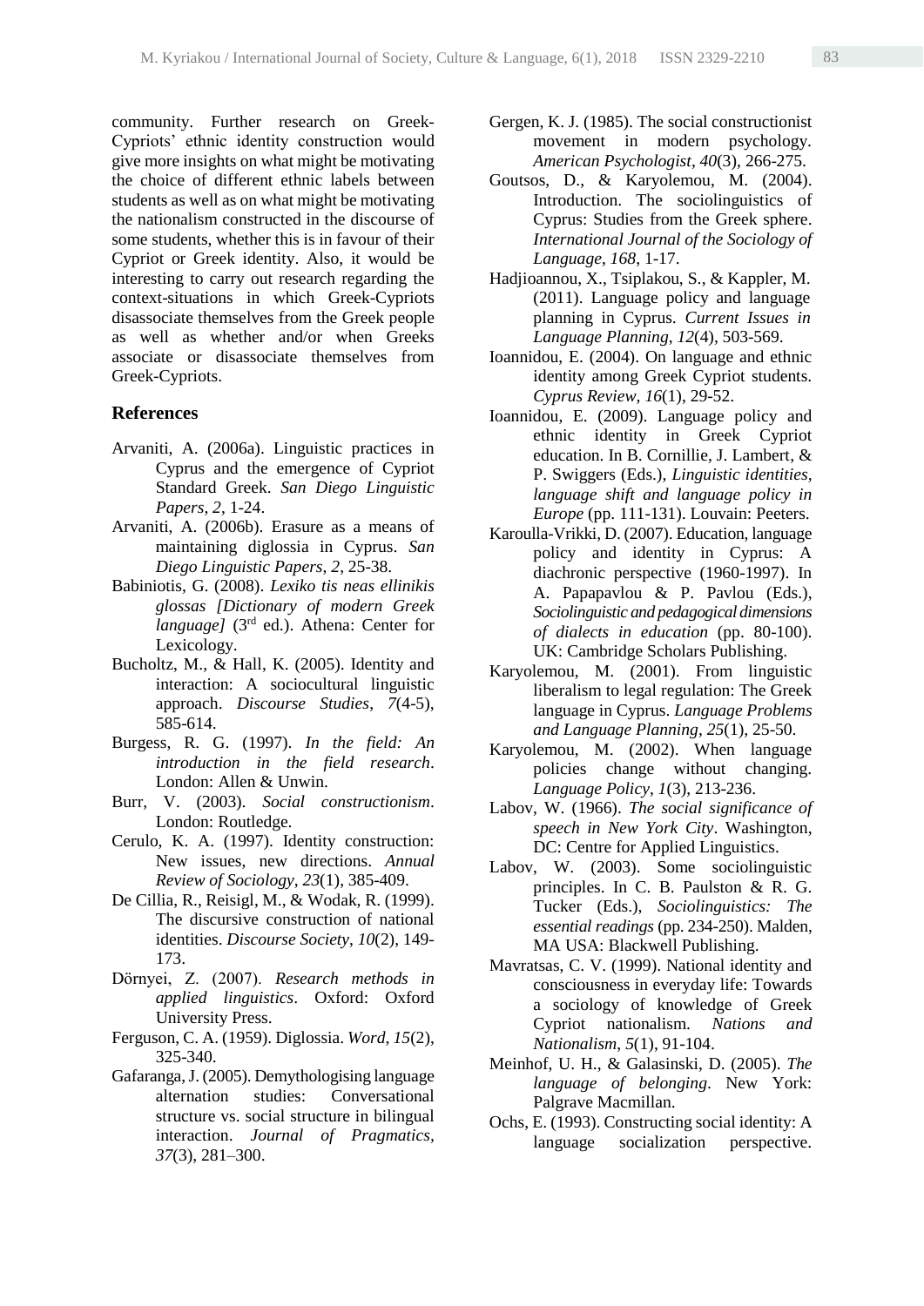community. Further research on Greek-Cypriots' ethnic identity construction would give more insights on what might be motivating the choice of different ethnic labels between students as well as on what might be motivating the nationalism constructed in the discourse of some students, whether this is in favour of their Cypriot or Greek identity. Also, it would be interesting to carry out research regarding the context-situations in which Greek-Cypriots disassociate themselves from the Greek people as well as whether and/or when Greeks associate or disassociate themselves from Greek-Cypriots.

## References

Arvaniti, A. (2006a). Linguistic practices in Cyprus and the emergence of Cypriot Standard Greek. *San Diego Linguistic Papers*, *2*, 1-24.

Arvaniti, A. (2006b). Erasure as a means of maintaining diglossia in Cyprus. *San Diego Linguistic Papers*, *2*, 25-38.

Babiniotis, G. (2008). *Lexiko tis neas ellinikis glossas [Dictionary of modern Greek language]* (3rd ed.). Athena: Center for Lexicology.

Bucholtz, M., & Hall, K. (2005). Identity and interaction: A sociocultural linguistic approach. *Discourse Studies*, *7*(4-5), 585-614.

Burgess, R. G. (1997). *In the field: An introduction in the field research*. London: Allen & Unwin.

Burr, V. (2003). *Social constructionism*. London: Routledge.

Cerulo, K. A. (1997). Identity construction: New issues, new directions. *Annual Review of Sociology*, *23*(1), 385-409.

De Cillia, R., Reisigl, M., & Wodak, R. (1999). The discursive construction of national identities. *Discourse Society*, *10*(2), 149-173.

Dörnyei, Z. (2007). *Research methods in applied linguistics*. Oxford: Oxford University Press.

Ferguson, C. A. (1959). Diglossia. *Word*, *15*(2), 325-340.

Gafaranga, J. (2005). Demythologising language alternation studies: Conversational structure vs. social structure in bilingual interaction. *Journal of Pragmatics, 37*(3), 281–300.

Gergen, K. J. (1985). The social constructionist movement in modern psychology. *American Psychologist*, *40*(3), 266-275.

Goutsos, D., & Karyolemou, M. (2004). Introduction. The sociolinguistics of Cyprus: Studies from the Greek sphere. *International Journal of the Sociology of Language*, *168*, 1-17.

Hadjioannou, X., Tsiplakou, S., & Kappler, M. (2011). Language policy and language planning in Cyprus. *Current Issues in Language Planning*, *12*(4), 503-569.

Ioannidou, E. (2004). On language and ethnic identity among Greek Cypriot students. *Cyprus Review*, *16*(1), 29-52.

Ioannidou, E. (2009). Language policy and ethnic identity in Greek Cypriot education. In B. Cornillie, J. Lambert, & P. Swiggers (Eds.), *Linguistic identities, language shift and language policy in Europe* (pp. 111-131). Louvain: Peeters.

Karoulla-Vrikki, D. (2007). Education, language policy and identity in Cyprus: A diachronic perspective (1960-1997). In A. Papapavlou & P. Pavlou (Eds.), *Sociolinguistic and pedagogical dimensions of dialects in education* (pp. 80-100). UK: Cambridge Scholars Publishing.

Karyolemou, M. (2001). From linguistic liberalism to legal regulation: The Greek language in Cyprus. *Language Problems and Language Planning*, *25*(1), 25-50.

Karyolemou, M. (2002). When language policies change without changing. *Language Policy*, *1*(3), 213-236.

Labov, W. (1966). *The social significance of speech in New York City*. Washington, DC: Centre for Applied Linguistics.

Labov, W. (2003). Some sociolinguistic principles. In C. B. Paulston & R. G. Tucker (Eds.), *Sociolinguistics: The essential readings* (pp. 234-250). Malden, MA USA: Blackwell Publishing.

Mavratsas, C. V. (1999). National identity and consciousness in everyday life: Towards a sociology of knowledge of Greek Cypriot nationalism. *Nations and Nationalism*, *5*(1), 91-104.

Meinhof, U. H., & Galasinski, D. (2005). *The language of belonging*. New York: Palgrave Macmillan.

Ochs, E. (1993). Constructing social identity: A language socialization perspective.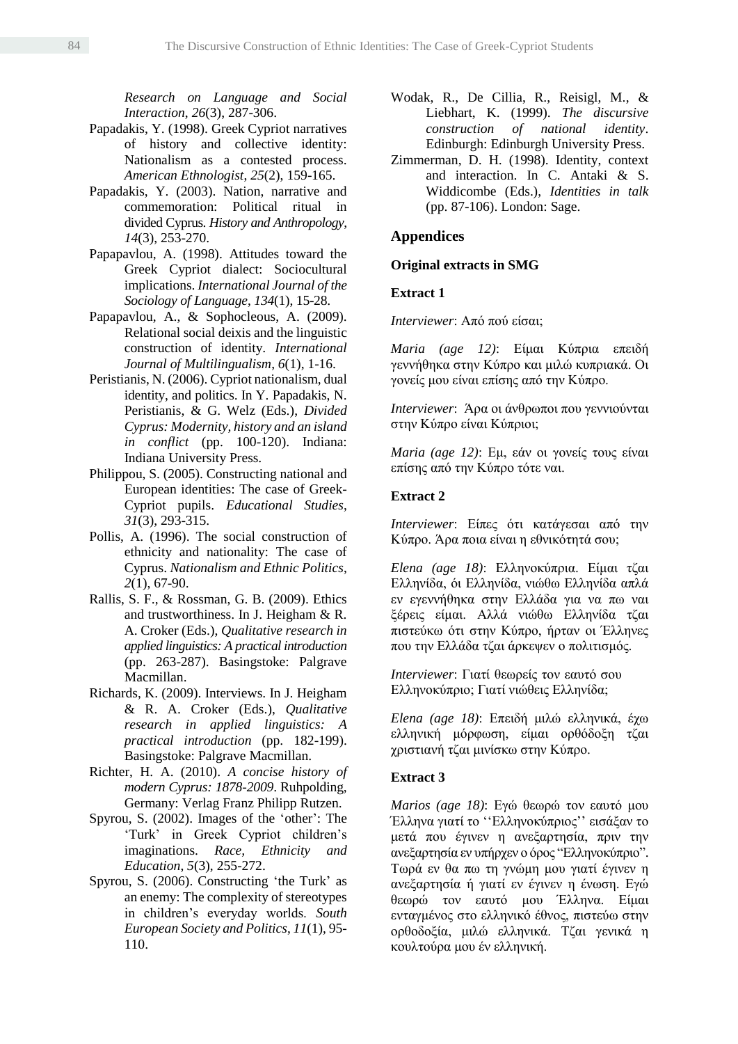*Research on Language and Social Interaction*, *26*(3), 287-306.

Papadakis, Y. (1998). Greek Cypriot narratives of history and collective identity: Nationalism as a contested process. *American Ethnologist*, *25*(2), 159-165.

Papadakis, Y. (2003). Nation, narrative and commemoration: Political ritual in divided Cyprus. *History and Anthropology*, *14*(3), 253-270.

Papapavlou, A. (1998). Attitudes toward the Greek Cypriot dialect: Sociocultural implications. *International Journal of the Sociology of Language*, *134*(1), 15-28.

Papapavlou, A., & Sophocleous, A. (2009). Relational social deixis and the linguistic construction of identity. *International Journal of Multilingualism*, *6*(1), 1-16.

Peristianis, N. (2006). Cypriot nationalism, dual identity, and politics. In Y. Papadakis, N. Peristianis, & G. Welz (Eds.), *Divided Cyprus: Modernity, history and an island in conflict* (pp. 100-120). Indiana: Indiana University Press.

Philippou, S. (2005). Constructing national and European identities: The case of Greek-Cypriot pupils. *Educational Studies*, *31*(3), 293-315.

Pollis, A. (1996). The social construction of ethnicity and nationality: The case of Cyprus. *Nationalism and Ethnic Politics*, *2*(1), 67-90.

Rallis, S. F., & Rossman, G. B. (2009). Ethics and trustworthiness. In J. Heigham & R. A. Croker (Eds.), *Qualitative research in applied linguistics: A practical introduction* (pp. 263-287). Basingstoke: Palgrave Macmillan.

Richards, K. (2009). Interviews. In J. Heigham & R. A. Croker (Eds.), *Qualitative research in applied linguistics: A practical introduction* (pp. 182-199). Basingstoke: Palgrave Macmillan.

Richter, H. A. (2010). *A concise history of modern Cyprus: 1878-2009*. Ruhpolding, Germany: Verlag Franz Philipp Rutzen.

Spyrou, S. (2002). Images of the 'other': The 'Turk' in Greek Cypriot children's imaginations. *Race, Ethnicity and Education*, *5*(3), 255-272.

Spyrou, S. (2006). Constructing 'the Turk' as an enemy: The complexity of stereotypes in children's everyday worlds. *South European Society and Politics*, *11*(1), 95-110.

Wodak, R., De Cillia, R., Reisigl, M., & Liebhart, K. (1999). *The discursive construction of national identity*. Edinburgh: Edinburgh University Press.

Zimmerman, D. H. (1998). Identity, context and interaction. In C. Antaki & S. Widdicombe (Eds.), *Identities in talk* (pp. 87-106). London: Sage.

## Appendices

### Original extracts in SMG

#### Extract 1

*Interviewer*: Από πού είσαι;

*Maria (age 12)*: Είμαι Κύπρια επειδή γεννήθηκα στην Κύπρο και μιλώ κυπριακά. Οι γονείς μου είναι επίσης από την Κύπρο.

*Interviewer*: Άρα οι άνθρωποι που γεννιούνται στην Κύπρο είναι Κύπριοι;

*Maria (age 12)*: Εμ, εάν οι γονείς τους είναι επίσης από την Κύπρο τότε ναι.

#### Extract 2

*Interviewer*: Είπες ότι κατάγεσαι από την Κύπρο. Άρα ποια είναι η εθνικότητά σου;

*Elena (age 18)*: Ελληνοκύπρια. Είμαι τζαι Ελληνίδα, όι Ελληνίδα, νιώθω Ελληνίδα απλά εν εγεννήθηκα στην Ελλάδα για να πω ναι ξέρεις είμαι. Αλλά νιώθω Ελληνίδα τζαι πιστεύκω ότι στην Κύπρο, ήρταν οι Έλληνες που την Ελλάδα τζαι άρκεψεν ο πολιτισμός.

*Interviewer*: Γιατί θεωρείς τον εαυτό σου Ελληνοκύπριο; Γιατί νιώθεις Ελληνίδα;

*Elena (age 18)*: Επειδή μιλώ ελληνικά, έχω ελληνική μόρφωση, είμαι ορθόδοξη τζαι χριστιανή τζαι μινίσκω στην Κύπρο.

#### Extract 3

*Marios (age 18)*: Εγώ θεωρώ τον εαυτό μου Έλληνα γιατί το ''Ελληνοκύπριος'' εισάξαν το μετά που έγινεν η ανεξαρτησία, πριν την ανεξαρτησία εν υπήρχεν ο όρος "Ελληνοκύπριο". Τωρά εν θα πω τη γνώμη μου γιατί έγινεν η ανεξαρτησία ή γιατί εν έγινεν η ένωση. Εγώ θεωρώ τον εαυτό μου Έλληνα. Είμαι ενταγμένος στο ελληνικό έθνος, πιστεύω στην ορθοδοξία, μιλώ ελληνικά. Τζαι γενικά η κουλτούρα μου έν ελληνική.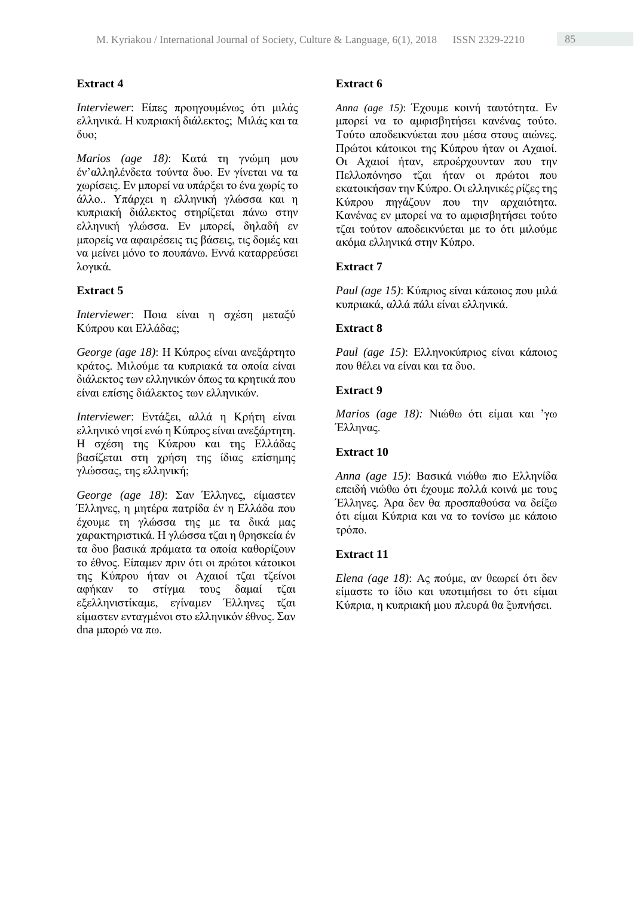**Extract 4**

*Interviewer*: Είπες προηγουμένως ότι μιλάς ελληνικά. Η κυπριακή διάλεκτος; Μιλάς και τα δυο;

*Marios (age 18)*: Κατά τη γνώμη μου έν'αλληλένδετα τούντα δυο. Εν γίνεται να τα χωρίσεις. Εν μπορεί να υπάρξει το ένα χωρίς το άλλο.. Υπάρχει η ελληνική γλώσσα και η κυπριακή διάλεκτος στηρίζεται πάνω στην ελληνική γλώσσα. Εν μπορεί, δηλαδή εν μπορείς να αφαιρέσεις τις βάσεις, τις δομές και να μείνει μόνο το πουπάνω. Εννά καταρρεύσει λογικά.

**Extract 5**

*Interviewer*: Ποια είναι η σχέση μεταξύ Κύπρου και Ελλάδας;

*George (age 18)*: Η Κύπρος είναι ανεξάρτητο κράτος. Μιλούμε τα κυπριακά τα οποία είναι διάλεκτος των ελληνικών όπως τα κρητικά που είναι επίσης διάλεκτος των ελληνικών.

*Interviewer*: Εντάξει, αλλά η Κρήτη είναι ελληνικό νησί ενώ η Κύπρος είναι ανεξάρτητη. Η σχέση της Κύπρου και της Ελλάδας βασίζεται στη χρήση της ίδιας επίσημης γλώσσας, της ελληνική;

*George (age 18)*: Σαν Έλληνες, είμαστεν Έλληνες, η μητέρα πατρίδα έν η Ελλάδα που έχουμε τη γλώσσα της με τα δικά μας χαρακτηριστικά. Η γλώσσα τζαι η θρησκεία έν τα δυο βασικά πράματα τα οποία καθορίζουν το έθνος. Είπαμεν πριν ότι οι πρώτοι κάτοικοι της Κύπρου ήταν οι Αχαιοί τζαι τζείνοι αφήκαν το στίγμα τους δαμαί τζαι εξελληνιστίκαμε, εγίναμεν Έλληνες τζαι είμαστεν ενταγμένοι στο ελληνικόν έθνος. Σαν dna μπορώ να πω.

**Extract 6**

*Anna (age 15)*: Έχουμε κοινή ταυτότητα. Εν μπορεί να το αμφισβητήσει κανένας τούτο. Τούτο αποδεικνύεται που μέσα στους αιώνες. Πρώτοι κάτοικοι της Κύπρου ήταν οι Αχαιοί. Οι Αχαιοί ήταν, επροέρχουνταν που την Πελλοπόνησο τζαι ήταν οι πρώτοι που εκατοικήσαν την Κύπρο. Οι ελληνικές ρίζες της Κύπρου πηγάζουν που την αρχαιότητα. Κανένας εν μπορεί να το αμφισβητήσει τούτο τζαι τούτον αποδεικνύεται με το ότι μιλούμε ακόμα ελληνικά στην Κύπρο.

**Extract 7**

*Paul (age 15)*: Κύπριος είναι κάποιος που μιλά κυπριακά, αλλά πάλι είναι ελληνικά.

**Extract 8**

*Paul (age 15)*: Ελληνοκύπριος είναι κάποιος που θέλει να είναι και τα δυο.

**Extract 9**

*Marios (age 18):* Νιώθω ότι είμαι και 'γω Έλληνας.

**Extract 10**

*Anna (age 15)*: Βασικά νιώθω πιο Ελληνίδα επειδή νιώθω ότι έχουμε πολλά κοινά με τους Έλληνες. Άρα δεν θα προσπαθούσα να δείξω ότι είμαι Κύπρια και να το τονίσω με κάποιο τρόπο.

**Extract 11**

*Elena (age 18)*: Ας πούμε, αν θεωρεί ότι δεν είμαστε το ίδιο και υποτιμήσει το ότι είμαι Κύπρια, η κυπριακή μου πλευρά θα ξυπνήσει.